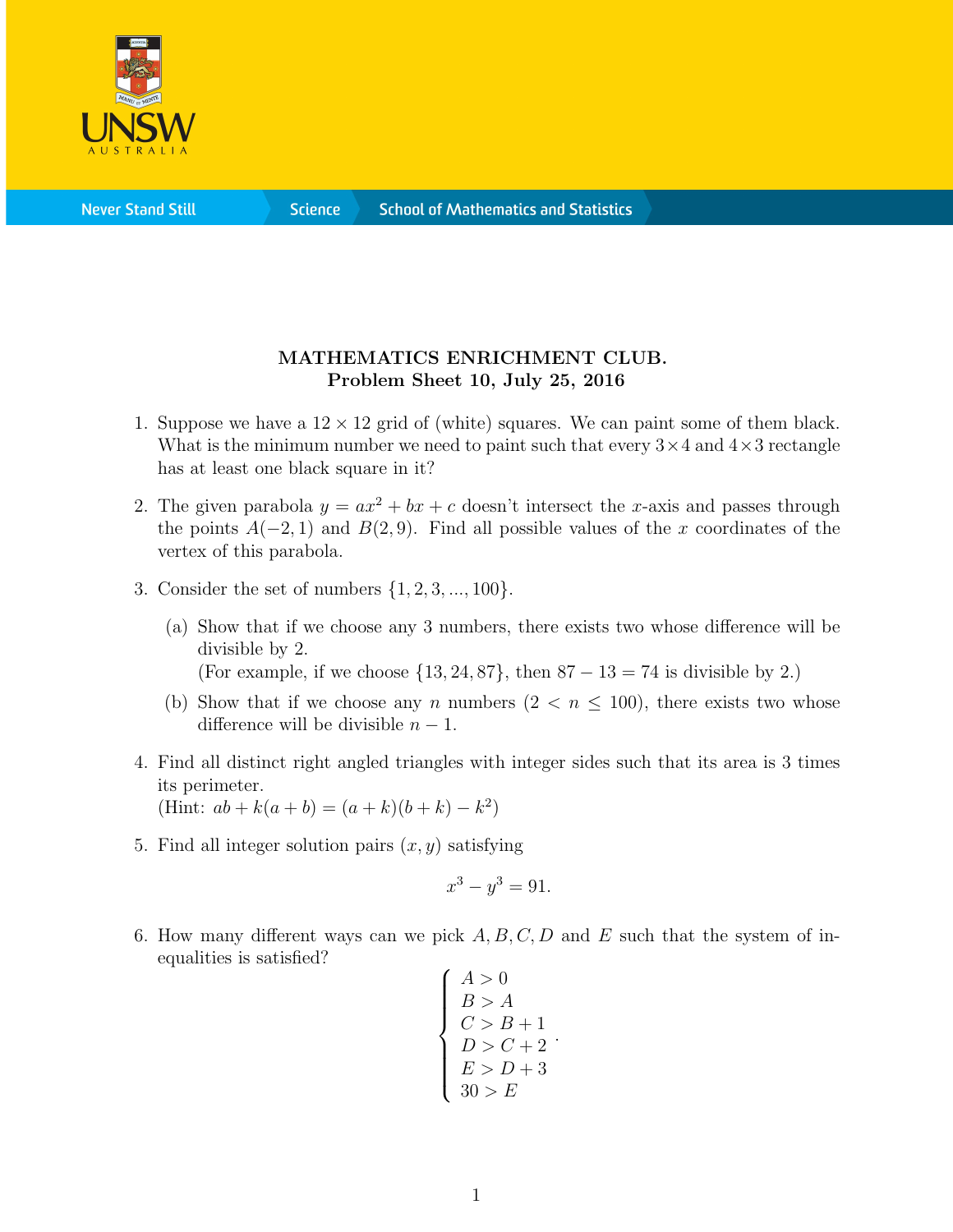**MATHEMATICS ENRICHMENT CLUB.**
**Problem Sheet 10, July 25, 2016**

1. Suppose we have a $12 \times 12$ grid of (white) squares. We can paint some of them black. What is the minimum number we need to paint such that every $3\times 4$ and $4\times 3$ rectangle has at least one black square in it?

2. The given parabola $y = ax^2 + bx + c$ doesn't intersect the $x$-axis and passes through the points $A(-2, 1)$ and $B(2, 9)$. Find all possible values of the $x$ coordinates of the vertex of this parabola.

3. Consider the set of numbers $\{1, 2, 3, ..., 100\}$.

   (a) Show that if we choose any 3 numbers, there exists two whose difference will be divisible by 2.
   (For example, if we choose $\{13, 24, 87\}$, then $87 - 13 = 74$ is divisible by 2.)

   (b) Show that if we choose any $n$ numbers ($2 < n \leq 100$), there exists two whose difference will be divisible $n - 1$.

4. Find all distinct right angled triangles with integer sides such that its area is 3 times its perimeter.
   (Hint: $ab + k(a + b) = (a + k)(b + k) - k^2$)

5. Find all integer solution pairs $(x, y)$ satisfying

$$x^3 - y^3 = 91.$$

6. How many different ways can we pick $A, B, C, D$ and $E$ such that the system of inequalities is satisfied?

$$\begin{cases} A > 0 \\ B > A \\ C > B + 1 \\ D > C + 2 \\ E > D + 3 \\ 30 > E \end{cases}.$$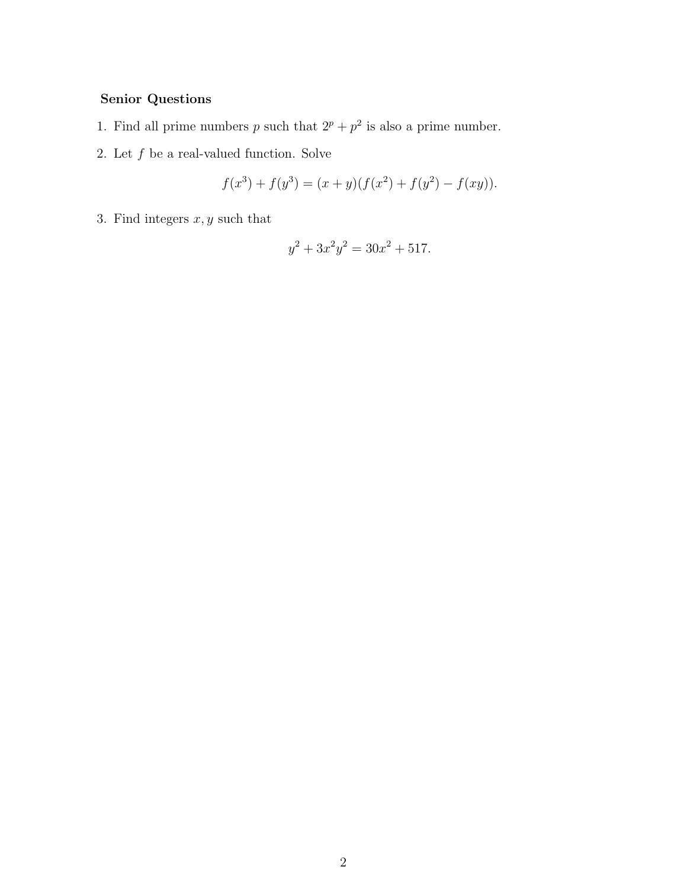**Senior Questions**

1. Find all prime numbers $p$ such that $2^p + p^2$ is also a prime number.

2. Let $f$ be a real-valued function. Solve

$$f(x^3) + f(y^3) = (x + y)(f(x^2) + f(y^2) - f(xy)).$$

3. Find integers $x, y$ such that

$$y^2 + 3x^2y^2 = 30x^2 + 517.$$